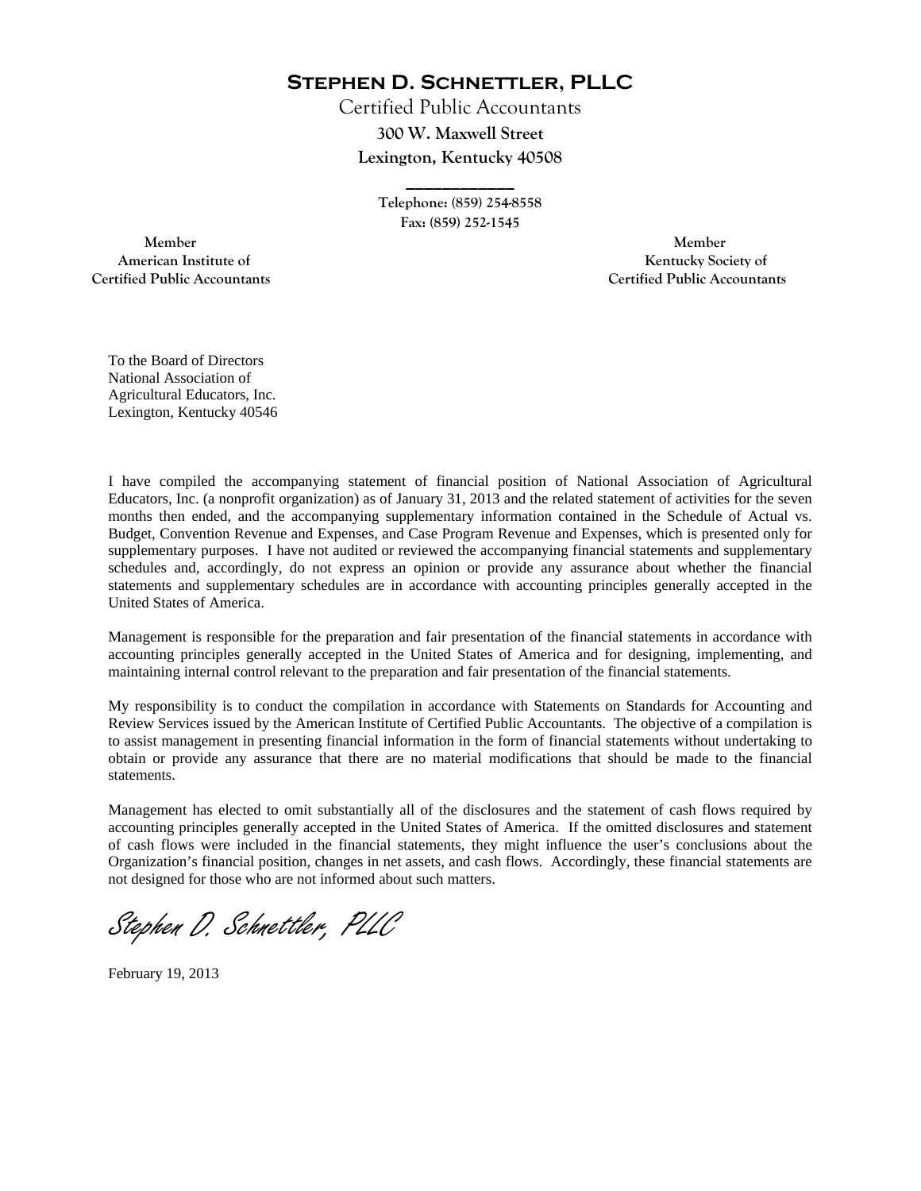# STEPHEN D. SCHNETTLER, PLLC

Certified Public Accountants

**300 W. Maxwell Street**

**Lexington, Kentucky 40508**

---

**Telephone: (859) 254-8558**

**Fax: (859) 252-1545**

**Member**
**American Institute of**
**Certified Public Accountants**

**Member**
**Kentucky Society of**
**Certified Public Accountants**

To the Board of Directors
National Association of
Agricultural Educators, Inc.
Lexington, Kentucky 40546

I have compiled the accompanying statement of financial position of National Association of Agricultural Educators, Inc. (a nonprofit organization) as of January 31, 2013 and the related statement of activities for the seven months then ended, and the accompanying supplementary information contained in the Schedule of Actual vs. Budget, Convention Revenue and Expenses, and Case Program Revenue and Expenses, which is presented only for supplementary purposes. I have not audited or reviewed the accompanying financial statements and supplementary schedules and, accordingly, do not express an opinion or provide any assurance about whether the financial statements and supplementary schedules are in accordance with accounting principles generally accepted in the United States of America.

Management is responsible for the preparation and fair presentation of the financial statements in accordance with accounting principles generally accepted in the United States of America and for designing, implementing, and maintaining internal control relevant to the preparation and fair presentation of the financial statements.

My responsibility is to conduct the compilation in accordance with Statements on Standards for Accounting and Review Services issued by the American Institute of Certified Public Accountants. The objective of a compilation is to assist management in presenting financial information in the form of financial statements without undertaking to obtain or provide any assurance that there are no material modifications that should be made to the financial statements.

Management has elected to omit substantially all of the disclosures and the statement of cash flows required by accounting principles generally accepted in the United States of America. If the omitted disclosures and statement of cash flows were included in the financial statements, they might influence the user's conclusions about the Organization's financial position, changes in net assets, and cash flows. Accordingly, these financial statements are not designed for those who are not informed about such matters.

*Stephen D. Schnettler, PLLC*

February 19, 2013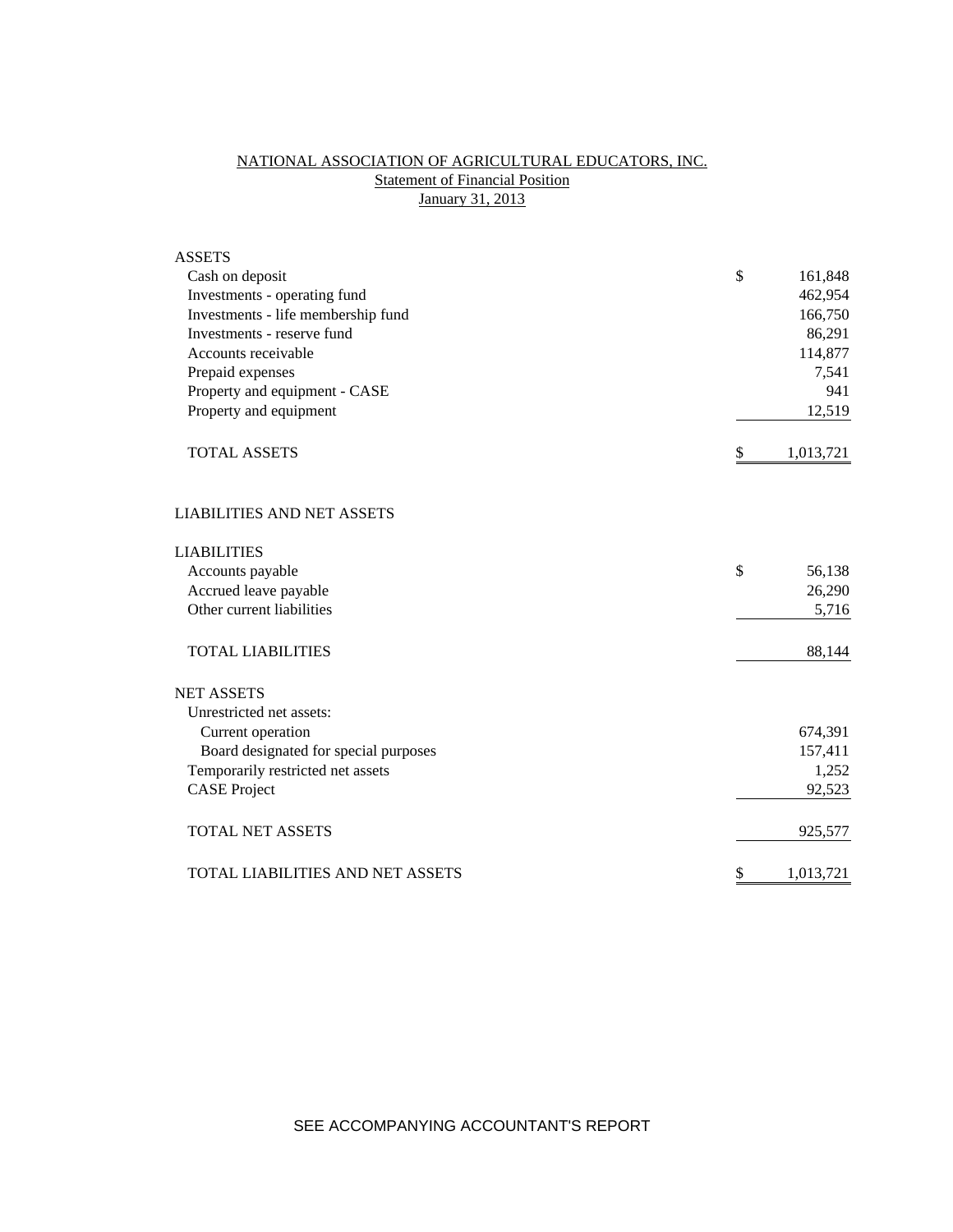# NATIONAL ASSOCIATION OF AGRICULTURAL EDUCATORS, INC.

## Statement of Financial Position

### January 31, 2013

| | | |
|---|---|---|
| **ASSETS** | | |
| Cash on deposit | $ | 161,848 |
| Investments - operating fund | | 462,954 |
| Investments - life membership fund | | 166,750 |
| Investments - reserve fund | | 86,291 |
| Accounts receivable | | 114,877 |
| Prepaid expenses | | 7,541 |
| Property and equipment - CASE | | 941 |
| Property and equipment | | 12,519 |
| TOTAL ASSETS | $ | 1,013,721 |
| | | |
| **LIABILITIES AND NET ASSETS** | | |
| | | |
| **LIABILITIES** | | |
| Accounts payable | $ | 56,138 |
| Accrued leave payable | | 26,290 |
| Other current liabilities | | 5,716 |
| TOTAL LIABILITIES | | 88,144 |
| | | |
| **NET ASSETS** | | |
| Unrestricted net assets: | | |
| Current operation | | 674,391 |
| Board designated for special purposes | | 157,411 |
| Temporarily restricted net assets | | 1,252 |
| CASE Project | | 92,523 |
| TOTAL NET ASSETS | | 925,577 |
| | | |
| TOTAL LIABILITIES AND NET ASSETS | $ | 1,013,721 |

SEE ACCOMPANYING ACCOUNTANT'S REPORT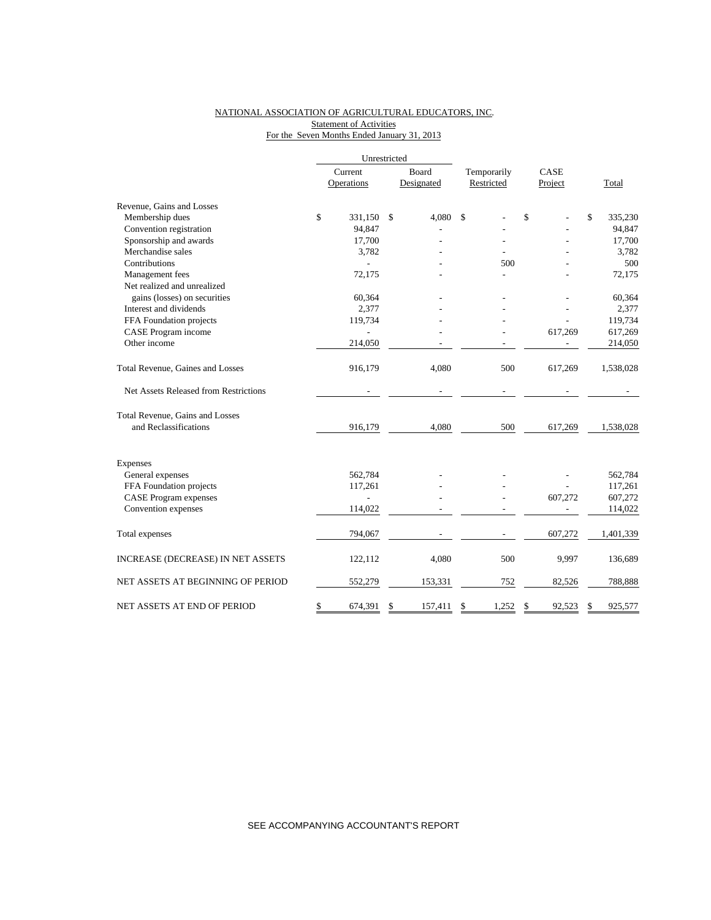NATIONAL ASSOCIATION OF AGRICULTURAL EDUCATORS, INC.
Statement of Activities
For the Seven Months Ended January 31, 2013

| | Unrestricted | | | | |
|---|---|---|---|---|---|
| | Current Operations | Board Designated | Temporarily Restricted | CASE Project | Total |
| Revenue, Gains and Losses | | | | | |
| Membership dues | $ 331,150 | $ 4,080 | $ - | $ - | $ 335,230 |
| Convention registration | 94,847 | - | - | - | 94,847 |
| Sponsorship and awards | 17,700 | - | - | - | 17,700 |
| Merchandise sales | 3,782 | - | - | - | 3,782 |
| Contributions | - | - | 500 | - | 500 |
| Management fees | 72,175 | - | - | - | 72,175 |
| Net realized and unrealized gains (losses) on securities | 60,364 | - | - | - | 60,364 |
| Interest and dividends | 2,377 | - | - | - | 2,377 |
| FFA Foundation projects | 119,734 | - | - | - | 119,734 |
| CASE Program income | - | - | - | 617,269 | 617,269 |
| Other income | 214,050 | - | - | - | 214,050 |
| Total Revenue, Gaines and Losses | 916,179 | 4,080 | 500 | 617,269 | 1,538,028 |
| Net Assets Released from Restrictions | - | - | - | - | - |
| Total Revenue, Gains and Losses and Reclassifications | 916,179 | 4,080 | 500 | 617,269 | 1,538,028 |
| Expenses | | | | | |
| General expenses | 562,784 | - | - | - | 562,784 |
| FFA Foundation projects | 117,261 | - | - | - | 117,261 |
| CASE Program expenses | - | - | - | 607,272 | 607,272 |
| Convention expenses | 114,022 | - | - | - | 114,022 |
| Total expenses | 794,067 | - | - | 607,272 | 1,401,339 |
| INCREASE (DECREASE) IN NET ASSETS | 122,112 | 4,080 | 500 | 9,997 | 136,689 |
| NET ASSETS AT BEGINNING OF PERIOD | 552,279 | 153,331 | 752 | 82,526 | 788,888 |
| NET ASSETS AT END OF PERIOD | $ 674,391 | $ 157,411 | $ 1,252 | $ 92,523 | $ 925,577 |

SEE ACCOMPANYING ACCOUNTANT'S REPORT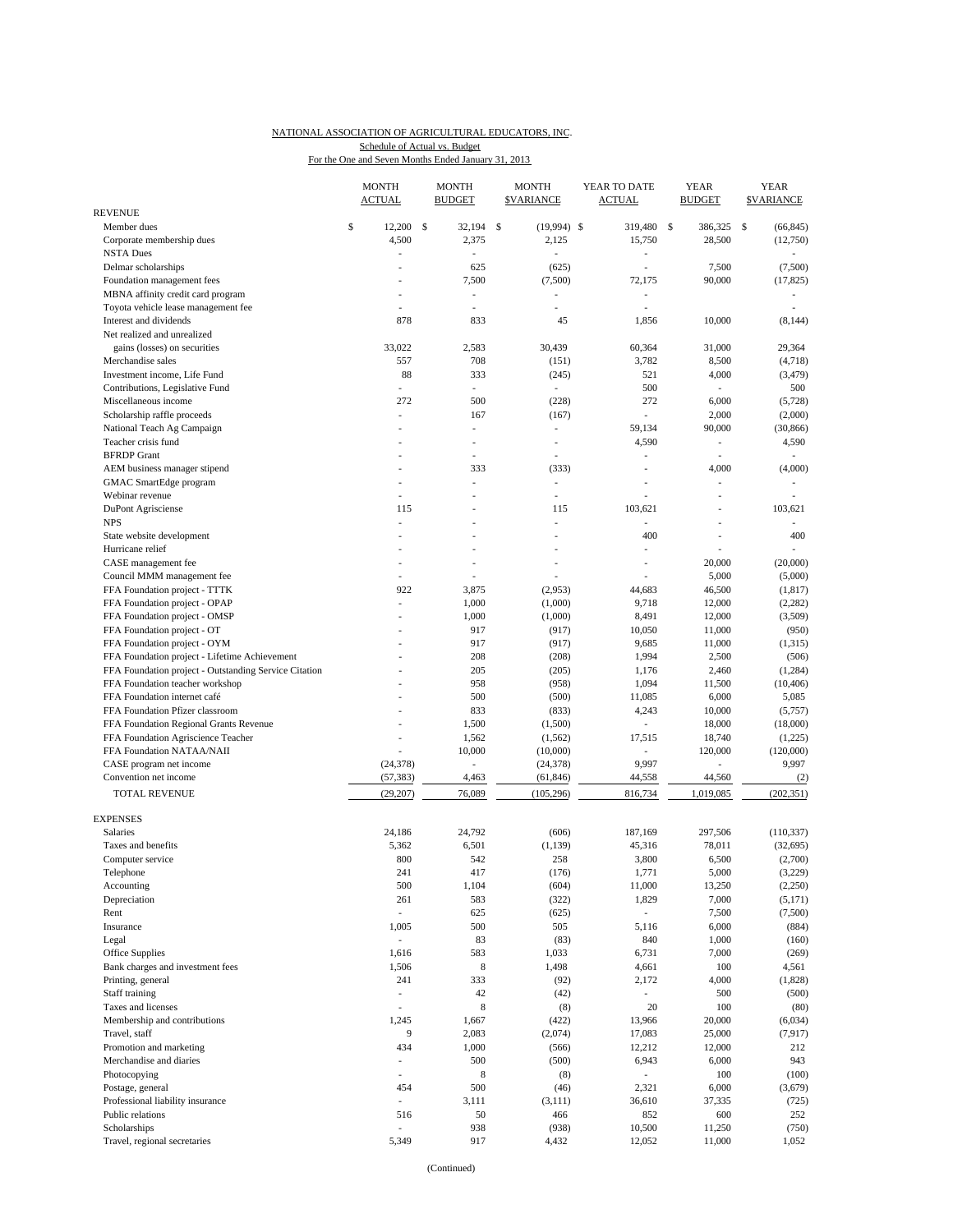NATIONAL ASSOCIATION OF AGRICULTURAL EDUCATORS, INC.

Schedule of Actual vs. Budget

For the One and Seven Months Ended January 31, 2013

| | MONTH ACTUAL | MONTH BUDGET | MONTH $VARIANCE | YEAR TO DATE ACTUAL | YEAR BUDGET | YEAR $VARIANCE |
|---|---|---|---|---|---|---|
| REVENUE | | | | | | |
| Member dues | $ 12,200 | $ 32,194 | $ (19,994) | $ 319,480 | $ 386,325 | $ (66,845) |
| Corporate membership dues | 4,500 | 2,375 | 2,125 | 15,750 | 28,500 | (12,750) |
| NSTA Dues | - | - | - | - | | - |
| Delmar scholarships | - | 625 | (625) | - | 7,500 | (7,500) |
| Foundation management fees | - | 7,500 | (7,500) | 72,175 | 90,000 | (17,825) |
| MBNA affinity credit card program | - | - | - | - | | - |
| Toyota vehicle lease management fee | - | - | - | - | | - |
| Interest and dividends | 878 | 833 | 45 | 1,856 | 10,000 | (8,144) |
| Net realized and unrealized gains (losses) on securities | 33,022 | 2,583 | 30,439 | 60,364 | 31,000 | 29,364 |
| Merchandise sales | 557 | 708 | (151) | 3,782 | 8,500 | (4,718) |
| Investment income, Life Fund | 88 | 333 | (245) | 521 | 4,000 | (3,479) |
| Contributions, Legislative Fund | - | - | - | 500 | - | 500 |
| Miscellaneous income | 272 | 500 | (228) | 272 | 6,000 | (5,728) |
| Scholarship raffle proceeds | - | 167 | (167) | - | 2,000 | (2,000) |
| National Teach Ag Campaign | - | - | - | 59,134 | 90,000 | (30,866) |
| Teacher crisis fund | - | - | - | 4,590 | - | 4,590 |
| BFRDP Grant | - | - | - | - | - | - |
| AEM business manager stipend | - | 333 | (333) | - | 4,000 | (4,000) |
| GMAC SmartEdge program | - | - | - | - | - | - |
| Webinar revenue | - | - | - | - | - | - |
| DuPont Agrisciense | 115 | - | 115 | 103,621 | - | 103,621 |
| NPS | - | - | - | - | - | - |
| State website development | - | - | - | 400 | - | 400 |
| Hurricane relief | - | - | - | - | - | - |
| CASE management fee | - | - | - | - | 20,000 | (20,000) |
| Council MMM management fee | - | - | - | - | 5,000 | (5,000) |
| FFA Foundation project - TTTK | 922 | 3,875 | (2,953) | 44,683 | 46,500 | (1,817) |
| FFA Foundation project - OPAP | - | 1,000 | (1,000) | 9,718 | 12,000 | (2,282) |
| FFA Foundation project - OMSP | - | 1,000 | (1,000) | 8,491 | 12,000 | (3,509) |
| FFA Foundation project - OT | - | 917 | (917) | 10,050 | 11,000 | (950) |
| FFA Foundation project - OYM | - | 917 | (917) | 9,685 | 11,000 | (1,315) |
| FFA Foundation project - Lifetime Achievement | - | 208 | (208) | 1,994 | 2,500 | (506) |
| FFA Foundation project - Outstanding Service Citation | - | 205 | (205) | 1,176 | 2,460 | (1,284) |
| FFA Foundation teacher workshop | - | 958 | (958) | 1,094 | 11,500 | (10,406) |
| FFA Foundation internet café | - | 500 | (500) | 11,085 | 6,000 | 5,085 |
| FFA Foundation Pfizer classroom | - | 833 | (833) | 4,243 | 10,000 | (5,757) |
| FFA Foundation Regional Grants Revenue | - | 1,500 | (1,500) | - | 18,000 | (18,000) |
| FFA Foundation Agriscience Teacher | - | 1,562 | (1,562) | 17,515 | 18,740 | (1,225) |
| FFA Foundation NATAA/NAII | - | 10,000 | (10,000) | - | 120,000 | (120,000) |
| CASE program net income | (24,378) | - | (24,378) | 9,997 | - | 9,997 |
| Convention net income | (57,383) | 4,463 | (61,846) | 44,558 | 44,560 | (2) |
| TOTAL REVENUE | (29,207) | 76,089 | (105,296) | 816,734 | 1,019,085 | (202,351) |
| EXPENSES | | | | | | |
| Salaries | 24,186 | 24,792 | (606) | 187,169 | 297,506 | (110,337) |
| Taxes and benefits | 5,362 | 6,501 | (1,139) | 45,316 | 78,011 | (32,695) |
| Computer service | 800 | 542 | 258 | 3,800 | 6,500 | (2,700) |
| Telephone | 241 | 417 | (176) | 1,771 | 5,000 | (3,229) |
| Accounting | 500 | 1,104 | (604) | 11,000 | 13,250 | (2,250) |
| Depreciation | 261 | 583 | (322) | 1,829 | 7,000 | (5,171) |
| Rent | - | 625 | (625) | - | 7,500 | (7,500) |
| Insurance | 1,005 | 500 | 505 | 5,116 | 6,000 | (884) |
| Legal | - | 83 | (83) | 840 | 1,000 | (160) |
| Office Supplies | 1,616 | 583 | 1,033 | 6,731 | 7,000 | (269) |
| Bank charges and investment fees | 1,506 | 8 | 1,498 | 4,661 | 100 | 4,561 |
| Printing, general | 241 | 333 | (92) | 2,172 | 4,000 | (1,828) |
| Staff training | - | 42 | (42) | - | 500 | (500) |
| Taxes and licenses | - | 8 | (8) | 20 | 100 | (80) |
| Membership and contributions | 1,245 | 1,667 | (422) | 13,966 | 20,000 | (6,034) |
| Travel, staff | 9 | 2,083 | (2,074) | 17,083 | 25,000 | (7,917) |
| Promotion and marketing | 434 | 1,000 | (566) | 12,212 | 12,000 | 212 |
| Merchandise and diaries | - | 500 | (500) | 6,943 | 6,000 | 943 |
| Photocopying | - | 8 | (8) | - | 100 | (100) |
| Postage, general | 454 | 500 | (46) | 2,321 | 6,000 | (3,679) |
| Professional liability insurance | - | 3,111 | (3,111) | 36,610 | 37,335 | (725) |
| Public relations | 516 | 50 | 466 | 852 | 600 | 252 |
| Scholarships | - | 938 | (938) | 10,500 | 11,250 | (750) |
| Travel, regional secretaries | 5,349 | 917 | 4,432 | 12,052 | 11,000 | 1,052 |

(Continued)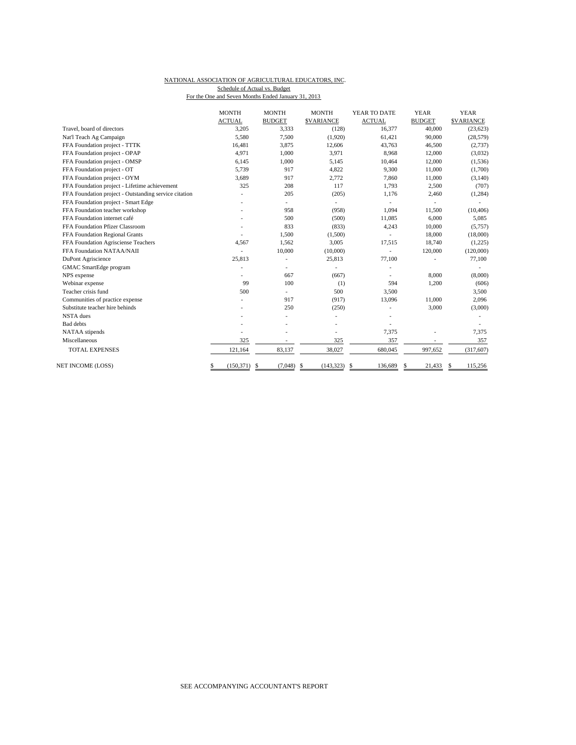NATIONAL ASSOCIATION OF AGRICULTURAL EDUCATORS, INC.

Schedule of Actual vs. Budget

For the One and Seven Months Ended January 31, 2013

| | MONTH ACTUAL | MONTH BUDGET | MONTH $VARIANCE | YEAR TO DATE ACTUAL | YEAR BUDGET | YEAR $VARIANCE |
|---|---|---|---|---|---|---|
| Travel, board of directors | 3,205 | 3,333 | (128) | 16,377 | 40,000 | (23,623) |
| Nat'l Teach Ag Campaign | 5,580 | 7,500 | (1,920) | 61,421 | 90,000 | (28,579) |
| FFA Foundation project - TTTK | 16,481 | 3,875 | 12,606 | 43,763 | 46,500 | (2,737) |
| FFA Foundation project - OPAP | 4,971 | 1,000 | 3,971 | 8,968 | 12,000 | (3,032) |
| FFA Foundation project - OMSP | 6,145 | 1,000 | 5,145 | 10,464 | 12,000 | (1,536) |
| FFA Foundation project - OT | 5,739 | 917 | 4,822 | 9,300 | 11,000 | (1,700) |
| FFA Foundation project - OYM | 3,689 | 917 | 2,772 | 7,860 | 11,000 | (3,140) |
| FFA Foundation project - Lifetime achievement | 325 | 208 | 117 | 1,793 | 2,500 | (707) |
| FFA Foundation project - Outstanding service citation | - | 205 | (205) | 1,176 | 2,460 | (1,284) |
| FFA Foundation project - Smart Edge | - | - | - | - | - | - |
| FFA Foundation teacher workshop | - | 958 | (958) | 1,094 | 11,500 | (10,406) |
| FFA Foundation internet café | - | 500 | (500) | 11,085 | 6,000 | 5,085 |
| FFA Foundation Pfizer Classroom | - | 833 | (833) | 4,243 | 10,000 | (5,757) |
| FFA Foundation Regional Grants | - | 1,500 | (1,500) | - | 18,000 | (18,000) |
| FFA Foundation Agrisciense Teachers | 4,567 | 1,562 | 3,005 | 17,515 | 18,740 | (1,225) |
| FFA Foundation NATAA/NAII | - | 10,000 | (10,000) | - | 120,000 | (120,000) |
| DuPont Agriscience | 25,813 | - | 25,813 | 77,100 | - | 77,100 |
| GMAC SmartEdge program | - | - | - | - | | - |
| NPS expense | - | 667 | (667) | - | 8,000 | (8,000) |
| Webinar expense | 99 | 100 | (1) | 594 | 1,200 | (606) |
| Teacher crisis fund | 500 | - | 500 | 3,500 | | 3,500 |
| Communities of practice expense | - | 917 | (917) | 13,096 | 11,000 | 2,096 |
| Substitute teacher hire behinds | - | 250 | (250) | - | 3,000 | (3,000) |
| NSTA dues | - | - | - | - | | - |
| Bad debts | - | - | - | - | | - |
| NATAA stipends | - | - | - | 7,375 | - | 7,375 |
| Miscellaneous | 325 | - | 325 | 357 | - | 357 |
| TOTAL EXPENSES | 121,164 | 83,137 | 38,027 | 680,045 | 997,652 | (317,607) |
| NET INCOME (LOSS) | $ (150,371) | $ (7,048) | $ (143,323) | $ 136,689 | $ 21,433 | $ 115,256 |

SEE ACCOMPANYING ACCOUNTANT'S REPORT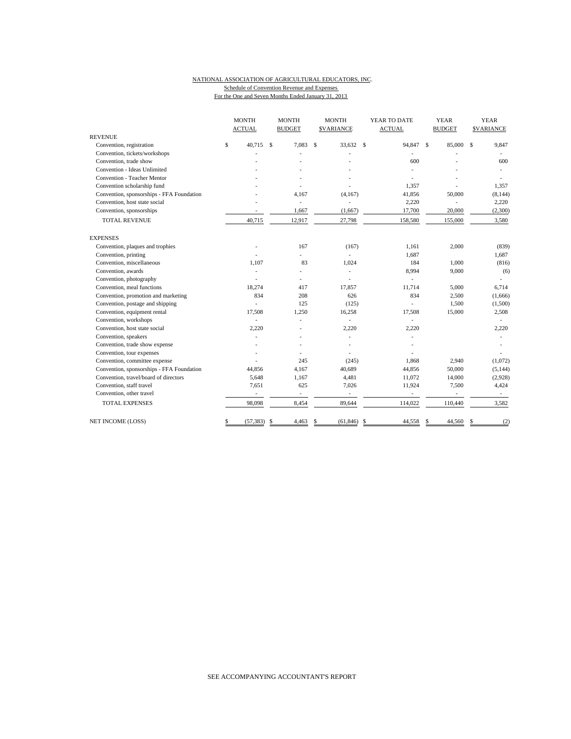NATIONAL ASSOCIATION OF AGRICULTURAL EDUCATORS, INC.

Schedule of Convention Revenue and Expenses

For the One and Seven Months Ended January 31, 2013

| | MONTH ACTUAL | MONTH BUDGET | MONTH $VARIANCE | YEAR TO DATE ACTUAL | YEAR BUDGET | YEAR $VARIANCE |
|---|---|---|---|---|---|---|
| REVENUE | | | | | | |
| Convention, registration | $ 40,715 | $ 7,083 | $ 33,632 | $ 94,847 | $ 85,000 | $ 9,847 |
| Convention, tickets/workshops | - | - | - | - | - | - |
| Convention, trade show | - | - | - | 600 | - | 600 |
| Convention - Ideas Unlimited | - | - | - | - | - | - |
| Convention - Teacher Mentor | - | - | - | - | - | - |
| Convention scholarship fund | - | - | - | 1,357 | - | 1,357 |
| Convention, sponsorships - FFA Foundation | - | 4,167 | (4,167) | 41,856 | 50,000 | (8,144) |
| Convention, host state social | - | - | - | 2,220 | - | 2,220 |
| Convention, sponsorships | - | 1,667 | (1,667) | 17,700 | 20,000 | (2,300) |
| TOTAL REVENUE | 40,715 | 12,917 | 27,798 | 158,580 | 155,000 | 3,580 |
| EXPENSES | | | | | | |
| Convention, plaques and trophies | - | 167 | (167) | 1,161 | 2,000 | (839) |
| Convention, printing | - | - | - | 1,687 | | 1,687 |
| Convention, miscellaneous | 1,107 | 83 | 1,024 | 184 | 1,000 | (816) |
| Convention, awards | - | - | - | 8,994 | 9,000 | (6) |
| Convention, photography | - | - | - | - | | - |
| Convention, meal functions | 18,274 | 417 | 17,857 | 11,714 | 5,000 | 6,714 |
| Convention, promotion and marketing | 834 | 208 | 626 | 834 | 2,500 | (1,666) |
| Convention, postage and shipping | - | 125 | (125) | - | 1,500 | (1,500) |
| Convention, equipment rental | 17,508 | 1,250 | 16,258 | 17,508 | 15,000 | 2,508 |
| Convention, workshops | - | - | - | - | | - |
| Convention, host state social | 2,220 | - | 2,220 | 2,220 | | 2,220 |
| Convention, speakers | - | - | - | - | | - |
| Convention, trade show expense | - | - | - | - | | - |
| Convention, tour expenses | - | - | - | - | | - |
| Convention, committee expense | - | 245 | (245) | 1,868 | 2,940 | (1,072) |
| Convention, sponsorships - FFA Foundation | 44,856 | 4,167 | 40,689 | 44,856 | 50,000 | (5,144) |
| Convention, travel/board of directors | 5,648 | 1,167 | 4,481 | 11,072 | 14,000 | (2,928) |
| Convention, staff travel | 7,651 | 625 | 7,026 | 11,924 | 7,500 | 4,424 |
| Convention, other travel | - | - | - | - | - | - |
| TOTAL EXPENSES | 98,098 | 8,454 | 89,644 | 114,022 | 110,440 | 3,582 |
| NET INCOME (LOSS) | $ (57,383) | $ 4,463 | $ (61,846) | $ 44,558 | $ 44,560 | $ (2) |

SEE ACCOMPANYING ACCOUNTANT'S REPORT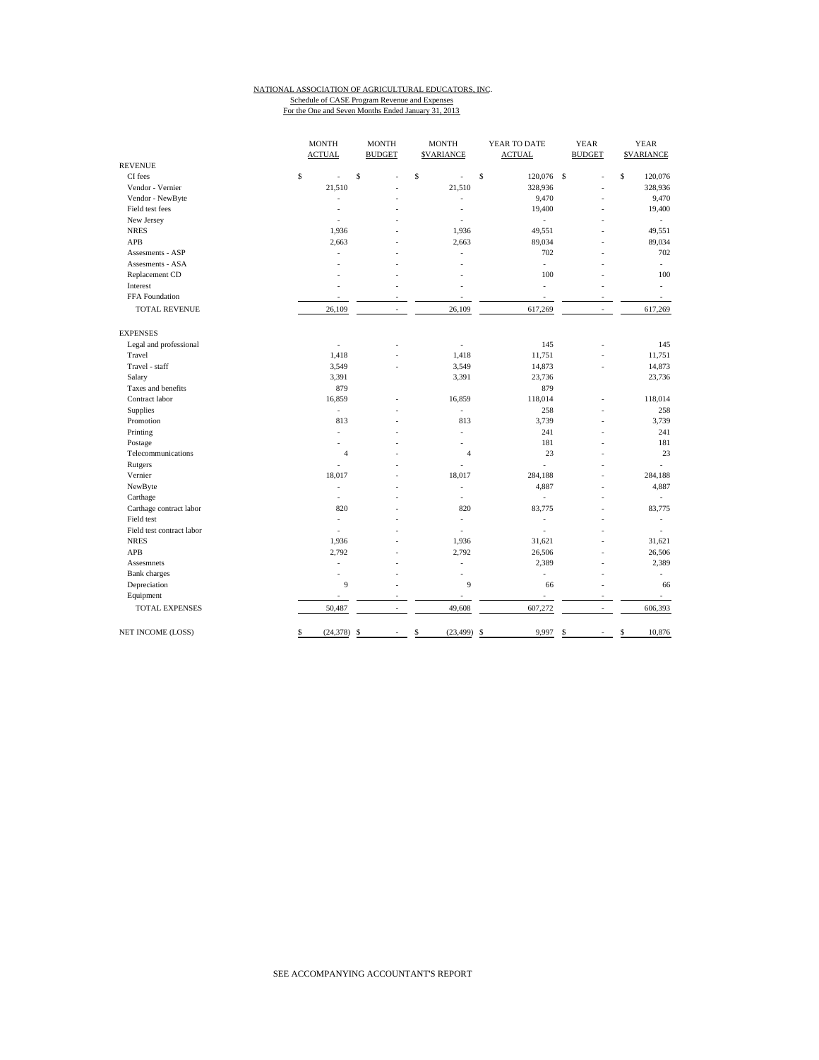NATIONAL ASSOCIATION OF AGRICULTURAL EDUCATORS, INC.

Schedule of CASE Program Revenue and Expenses

For the One and Seven Months Ended January 31, 2013

| | MONTH ACTUAL | MONTH BUDGET | MONTH $VARIANCE | YEAR TO DATE ACTUAL | YEAR BUDGET | YEAR $VARIANCE |
|---|---|---|---|---|---|---|
| REVENUE | | | | | | |
| CI fees | $ - | $ - | $ - | $ 120,076 | $ - | $ 120,076 |
| Vendor - Vernier | 21,510 | - | 21,510 | 328,936 | - | 328,936 |
| Vendor - NewByte | - | - | - | 9,470 | - | 9,470 |
| Field test fees | - | - | - | 19,400 | - | 19,400 |
| New Jersey | - | - | - | - | - | - |
| NRES | 1,936 | - | 1,936 | 49,551 | - | 49,551 |
| APB | 2,663 | - | 2,663 | 89,034 | - | 89,034 |
| Assesments - ASP | - | - | - | 702 | - | 702 |
| Assesments - ASA | - | - | - | - | - | - |
| Replacement CD | - | - | - | 100 | - | 100 |
| Interest | - | - | - | - | - | - |
| FFA Foundation | - | - | - | - | - | - |
| TOTAL REVENUE | 26,109 | - | 26,109 | 617,269 | - | 617,269 |
| EXPENSES | | | | | | |
| Legal and professional | - | - | - | 145 | - | 145 |
| Travel | 1,418 | - | 1,418 | 11,751 | - | 11,751 |
| Travel - staff | 3,549 | - | 3,549 | 14,873 | - | 14,873 |
| Salary | 3,391 | | 3,391 | 23,736 | | 23,736 |
| Taxes and benefits | 879 | | | 879 | | |
| Contract labor | 16,859 | - | 16,859 | 118,014 | - | 118,014 |
| Supplies | - | - | - | 258 | - | 258 |
| Promotion | 813 | - | 813 | 3,739 | - | 3,739 |
| Printing | - | - | - | 241 | - | 241 |
| Postage | - | - | - | 181 | - | 181 |
| Telecommunications | 4 | - | 4 | 23 | - | 23 |
| Rutgers | - | - | - | - | - | - |
| Vernier | 18,017 | - | 18,017 | 284,188 | - | 284,188 |
| NewByte | - | - | - | 4,887 | - | 4,887 |
| Carthage | - | - | - | - | - | - |
| Carthage contract labor | 820 | - | 820 | 83,775 | - | 83,775 |
| Field test | - | - | - | - | - | - |
| Field test contract labor | - | - | - | - | - | - |
| NRES | 1,936 | - | 1,936 | 31,621 | - | 31,621 |
| APB | 2,792 | - | 2,792 | 26,506 | - | 26,506 |
| Assesmnets | - | - | - | 2,389 | - | 2,389 |
| Bank charges | - | - | - | - | - | - |
| Depreciation | 9 | - | 9 | 66 | - | 66 |
| Equipment | - | - | - | - | - | - |
| TOTAL EXPENSES | 50,487 | - | 49,608 | 607,272 | - | 606,393 |
| NET INCOME (LOSS) | $ (24,378) | $ - | $ (23,499) | $ 9,997 | $ - | $ 10,876 |

SEE ACCOMPANYING ACCOUNTANT'S REPORT